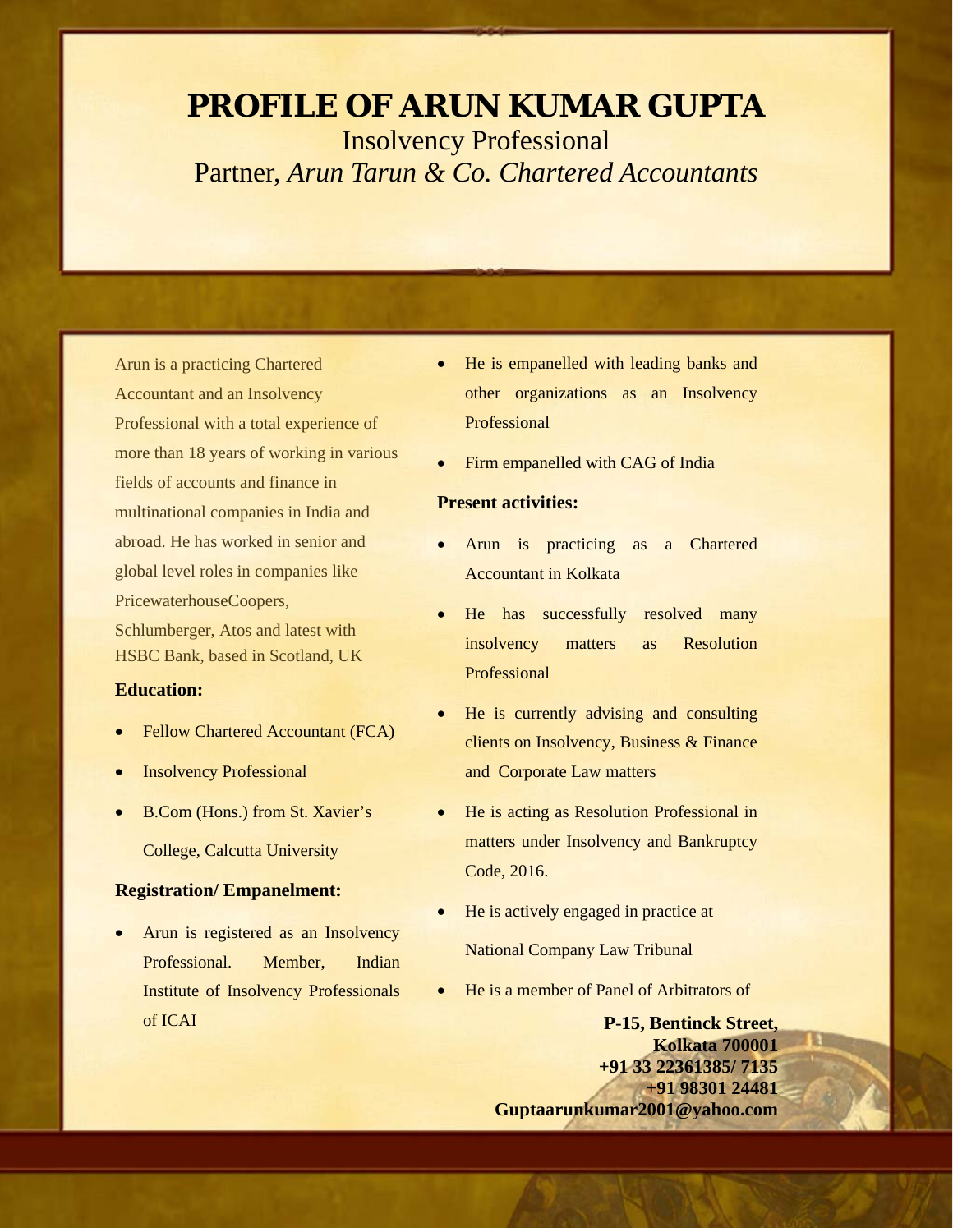# PROFILE OF ARUN KUMAR GUPTA

Insolvency Professional

Partner, *Arun Tarun & Co. Chartered Accountants*

Arun is a practicing Chartered Accountant and an Insolvency Professional with a total experience of more than 18 years of working in various fields of accounts and finance in multinational companies in India and abroad. He has worked in senior and global level roles in companies like PricewaterhouseCoopers, Schlumberger, Atos and latest with HSBC Bank, based in Scotland, UK

**Education:**

- Fellow Chartered Accountant (FCA)
- Insolvency Professional
- B.Com (Hons.) from St. Xavier's College, Calcutta University

**Registration/ Empanelment:**

- Arun is registered as an Insolvency Professional. Member, Indian Institute of Insolvency Professionals of ICAI
- He is empanelled with leading banks and other organizations as an Insolvency Professional
- Firm empanelled with CAG of India

**Present activities:**

- Arun is practicing as a Chartered Accountant in Kolkata
- He has successfully resolved many insolvency matters as Resolution Professional
- He is currently advising and consulting clients on Insolvency, Business & Finance and Corporate Law matters
- He is acting as Resolution Professional in matters under Insolvency and Bankruptcy Code, 2016.
- He is actively engaged in practice at National Company Law Tribunal
- He is a member of Panel of Arbitrators of

**P-15, Bentinck Street,**
**Kolkata 700001**
**+91 33 22361385/ 7135**
**+91 98301 24481**
**Guptaarunkumar2001@yahoo.com**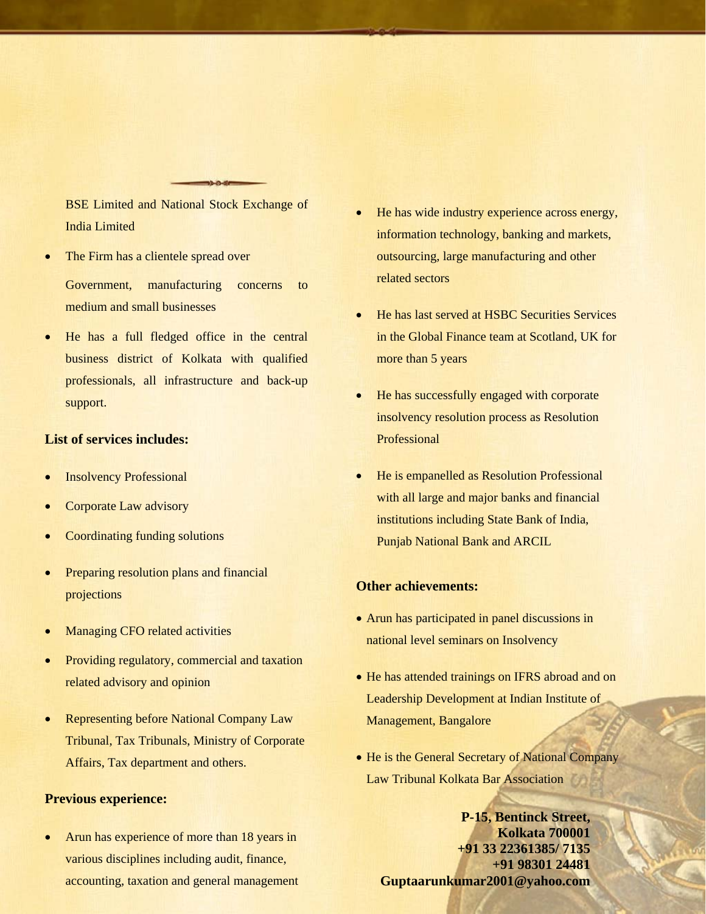BSE Limited and National Stock Exchange of India Limited

- The Firm has a clientele spread over Government, manufacturing concerns to medium and small businesses
- He has a full fledged office in the central business district of Kolkata with qualified professionals, all infrastructure and back-up support.

**List of services includes:**

- Insolvency Professional
- Corporate Law advisory
- Coordinating funding solutions
- Preparing resolution plans and financial projections
- Managing CFO related activities
- Providing regulatory, commercial and taxation related advisory and opinion
- Representing before National Company Law Tribunal, Tax Tribunals, Ministry of Corporate Affairs, Tax department and others.

**Previous experience:**

- Arun has experience of more than 18 years in various disciplines including audit, finance, accounting, taxation and general management
- He has wide industry experience across energy, information technology, banking and markets, outsourcing, large manufacturing and other related sectors
- He has last served at HSBC Securities Services in the Global Finance team at Scotland, UK for more than 5 years
- He has successfully engaged with corporate insolvency resolution process as Resolution Professional
- He is empanelled as Resolution Professional with all large and major banks and financial institutions including State Bank of India, Punjab National Bank and ARCIL

**Other achievements:**

- Arun has participated in panel discussions in national level seminars on Insolvency
- He has attended trainings on IFRS abroad and on Leadership Development at Indian Institute of Management, Bangalore
- He is the General Secretary of National Company Law Tribunal Kolkata Bar Association

**P-15, Bentinck Street,**
**Kolkata 700001**
**+91 33 22361385/ 7135**
**+91 98301 24481**
**Guptaarunkumar2001@yahoo.com**